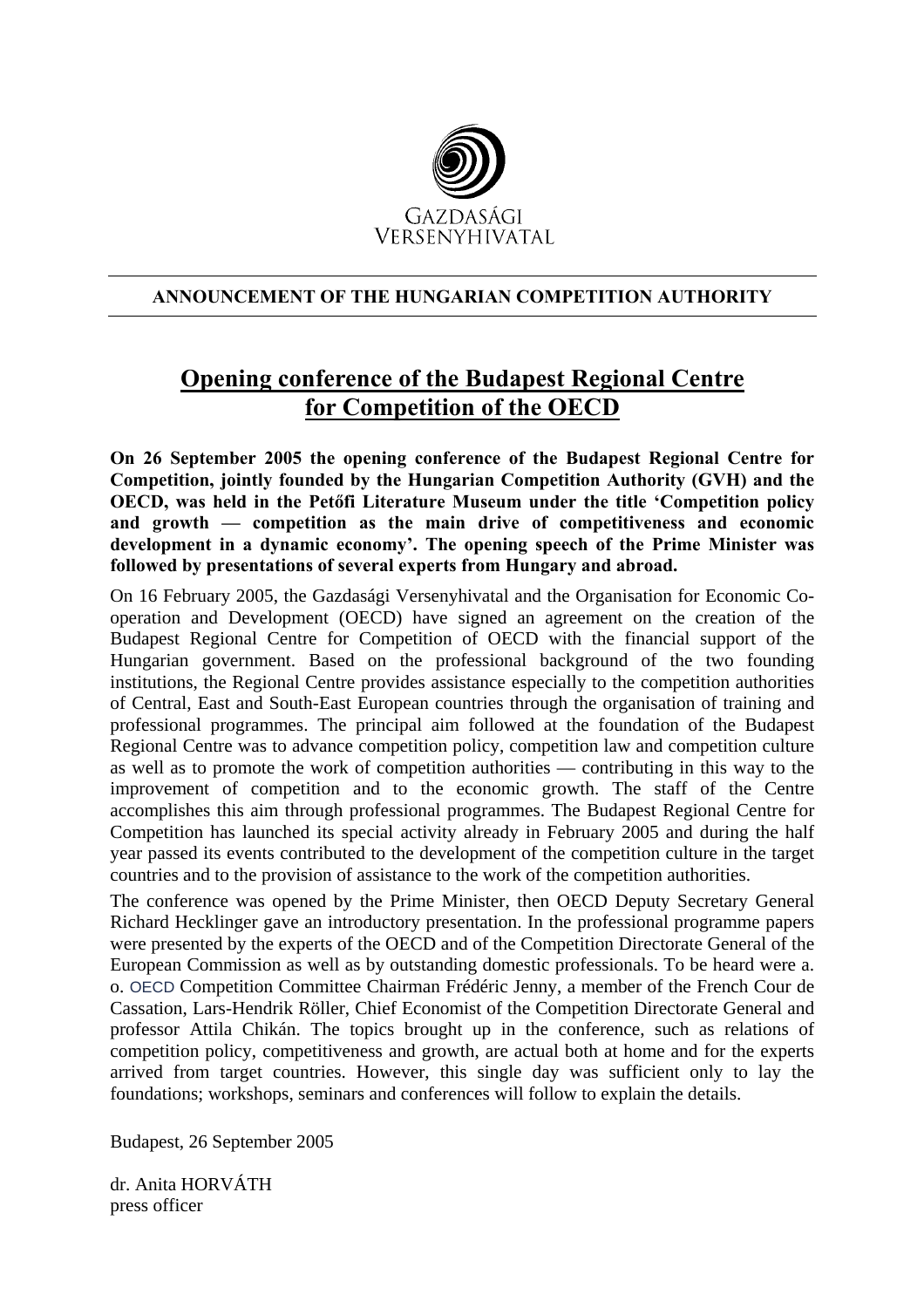GAZDASÁGI
VERSENYHIVATAL

**ANNOUNCEMENT OF THE HUNGARIAN COMPETITION AUTHORITY**

# Opening conference of the Budapest Regional Centre for Competition of the OECD

**On 26 September 2005 the opening conference of the Budapest Regional Centre for Competition, jointly founded by the Hungarian Competition Authority (GVH) and the OECD, was held in the Petőfi Literature Museum under the title 'Competition policy and growth — competition as the main drive of competitiveness and economic development in a dynamic economy'. The opening speech of the Prime Minister was followed by presentations of several experts from Hungary and abroad.**

On 16 February 2005, the Gazdasági Versenyhivatal and the Organisation for Economic Co-operation and Development (OECD) have signed an agreement on the creation of the Budapest Regional Centre for Competition of OECD with the financial support of the Hungarian government. Based on the professional background of the two founding institutions, the Regional Centre provides assistance especially to the competition authorities of Central, East and South-East European countries through the organisation of training and professional programmes. The principal aim followed at the foundation of the Budapest Regional Centre was to advance competition policy, competition law and competition culture as well as to promote the work of competition authorities — contributing in this way to the improvement of competition and to the economic growth. The staff of the Centre accomplishes this aim through professional programmes. The Budapest Regional Centre for Competition has launched its special activity already in February 2005 and during the half year passed its events contributed to the development of the competition culture in the target countries and to the provision of assistance to the work of the competition authorities.

The conference was opened by the Prime Minister, then OECD Deputy Secretary General Richard Hecklinger gave an introductory presentation. In the professional programme papers were presented by the experts of the OECD and of the Competition Directorate General of the European Commission as well as by outstanding domestic professionals. To be heard were a. o. OECD Competition Committee Chairman Frédéric Jenny, a member of the French Cour de Cassation, Lars-Hendrik Röller, Chief Economist of the Competition Directorate General and professor Attila Chikán. The topics brought up in the conference, such as relations of competition policy, competitiveness and growth, are actual both at home and for the experts arrived from target countries. However, this single day was sufficient only to lay the foundations; workshops, seminars and conferences will follow to explain the details.

Budapest, 26 September 2005

dr. Anita HORVÁTH
press officer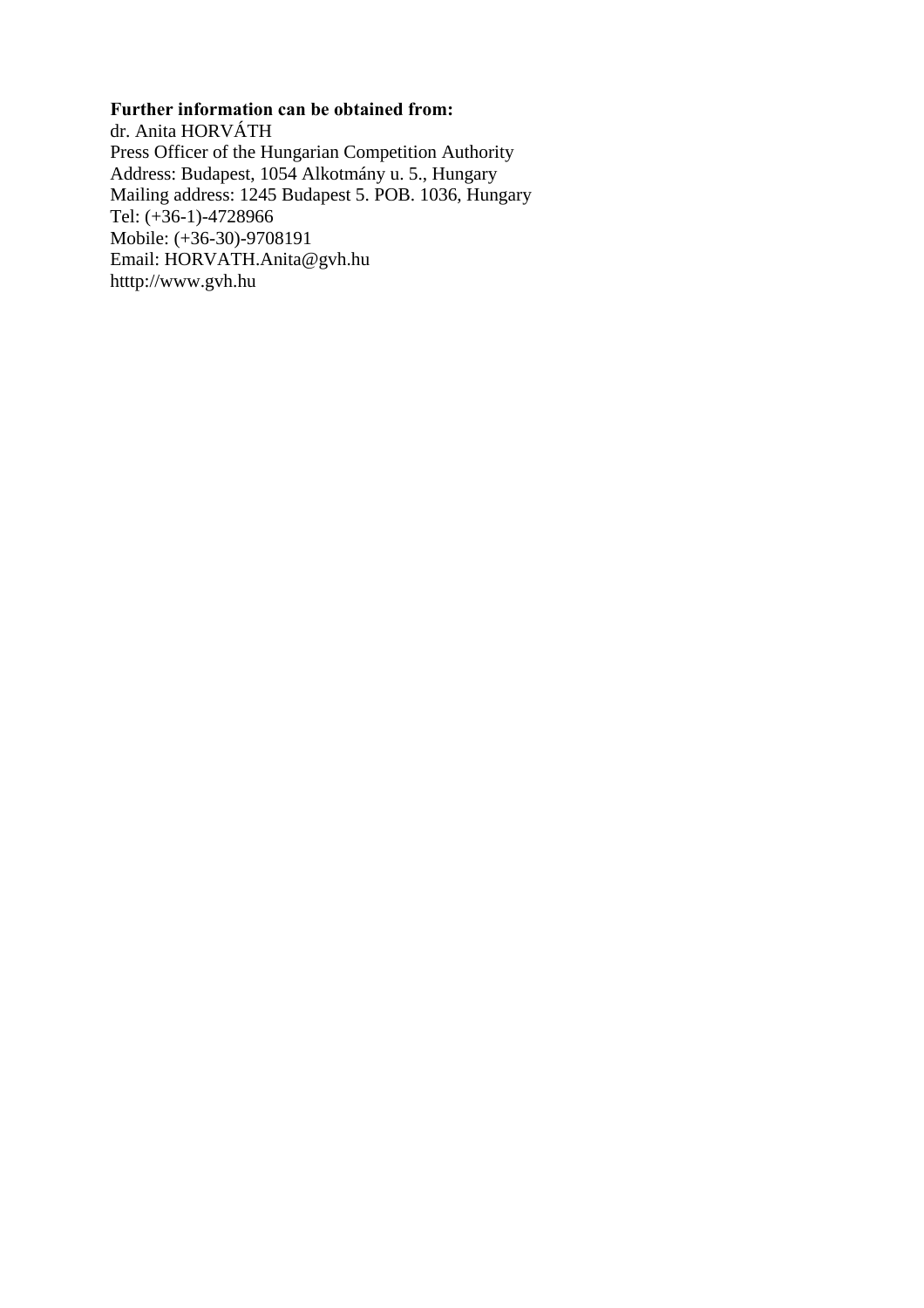**Further information can be obtained from:**
dr. Anita HORVÁTH
Press Officer of the Hungarian Competition Authority
Address: Budapest, 1054 Alkotmány u. 5., Hungary
Mailing address: 1245 Budapest 5. POB. 1036, Hungary
Tel: (+36-1)-4728966
Mobile: (+36-30)-9708191
Email: HORVATH.Anita@gvh.hu
htttp://www.gvh.hu